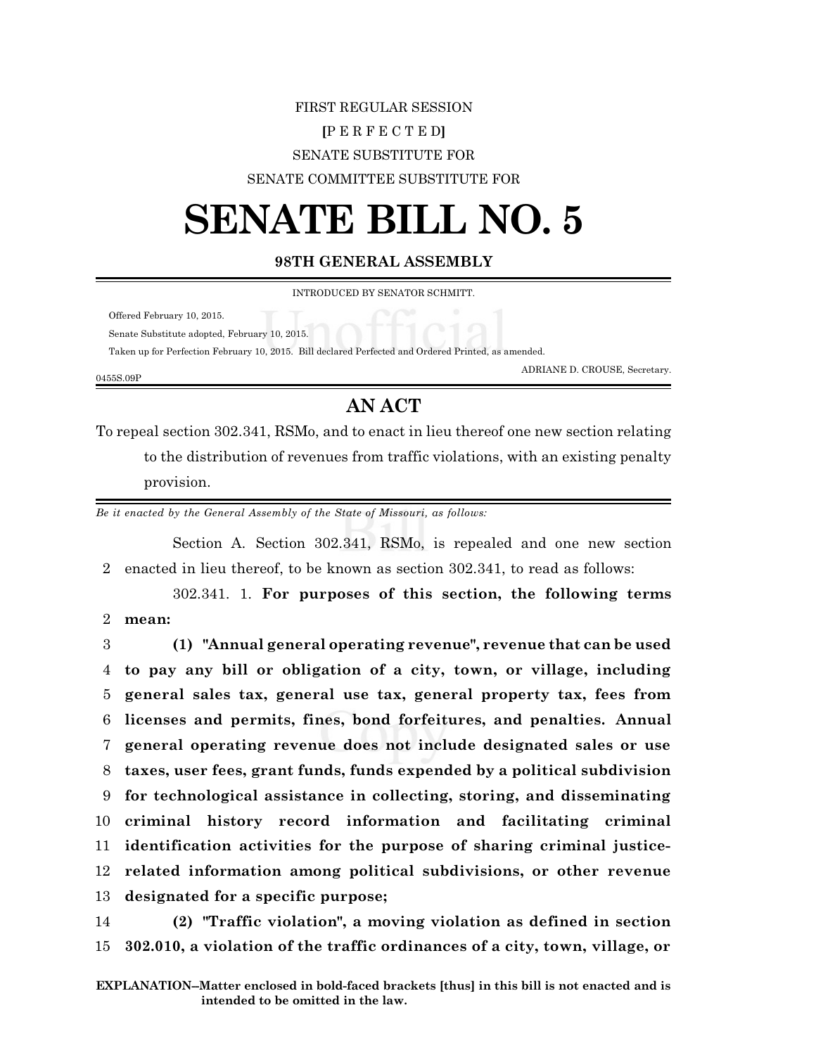FIRST REGULAR SESSION

**[**P E R F E C T E D**]**

SENATE SUBSTITUTE FOR

SENATE COMMITTEE SUBSTITUTE FOR

# SENATE BILL NO. 5

## 98TH GENERAL ASSEMBLY

INTRODUCED BY SENATOR SCHMITT.

Offered February 10, 2015.

Senate Substitute adopted, February 10, 2015.

Taken up for Perfection February 10, 2015. Bill declared Perfected and Ordered Printed, as amended.

ADRIANE D. CROUSE, Secretary.

0455S.09P

## AN ACT

To repeal section 302.341, RSMo, and to enact in lieu thereof one new section relating to the distribution of revenues from traffic violations, with an existing penalty provision.

*Be it enacted by the General Assembly of the State of Missouri, as follows:*

Section A. Section 302.341, RSMo, is repealed and one new section
2 enacted in lieu thereof, to be known as section 302.341, to read as follows:

302.341. 1. **For purposes of this section, the following terms**
2 **mean:**

3 **(1) "Annual general operating revenue", revenue that can be used**
4 **to pay any bill or obligation of a city, town, or village, including**
5 **general sales tax, general use tax, general property tax, fees from**
6 **licenses and permits, fines, bond forfeitures, and penalties. Annual**
7 **general operating revenue does not include designated sales or use**
8 **taxes, user fees, grant funds, funds expended by a political subdivision**
9 **for technological assistance in collecting, storing, and disseminating**
10 **criminal history record information and facilitating criminal**
11 **identification activities for the purpose of sharing criminal justice-**
12 **related information among political subdivisions, or other revenue**
13 **designated for a specific purpose;**

14 **(2) "Traffic violation", a moving violation as defined in section**
15 **302.010, a violation of the traffic ordinances of a city, town, village, or**

**EXPLANATION–Matter enclosed in bold-faced brackets [thus] in this bill is not enacted and is intended to be omitted in the law.**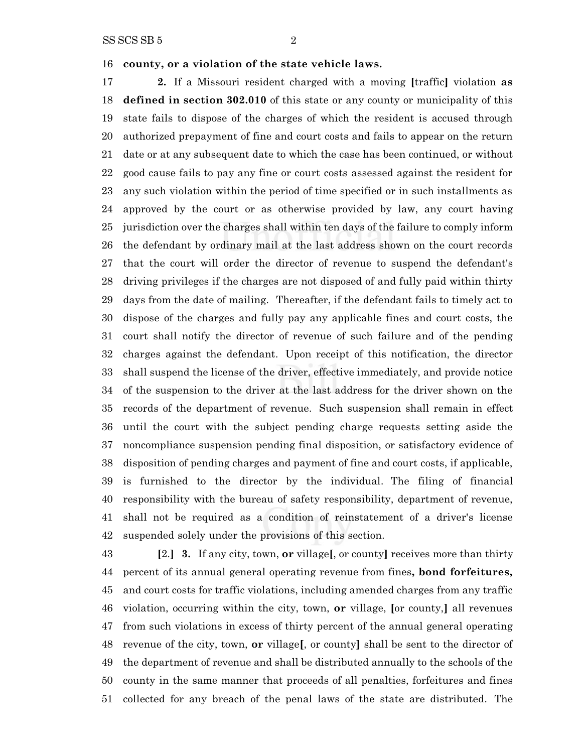16 **county, or a violation of the state vehicle laws.**

17 **2.** If a Missouri resident charged with a moving **[**traffic**]** violation **as** 18 **defined in section 302.010** of this state or any county or municipality of this 19 state fails to dispose of the charges of which the resident is accused through 20 authorized prepayment of fine and court costs and fails to appear on the return 21 date or at any subsequent date to which the case has been continued, or without 22 good cause fails to pay any fine or court costs assessed against the resident for 23 any such violation within the period of time specified or in such installments as 24 approved by the court or as otherwise provided by law, any court having 25 jurisdiction over the charges shall within ten days of the failure to comply inform 26 the defendant by ordinary mail at the last address shown on the court records 27 that the court will order the director of revenue to suspend the defendant's 28 driving privileges if the charges are not disposed of and fully paid within thirty 29 days from the date of mailing. Thereafter, if the defendant fails to timely act to 30 dispose of the charges and fully pay any applicable fines and court costs, the 31 court shall notify the director of revenue of such failure and of the pending 32 charges against the defendant. Upon receipt of this notification, the director 33 shall suspend the license of the driver, effective immediately, and provide notice 34 of the suspension to the driver at the last address for the driver shown on the 35 records of the department of revenue. Such suspension shall remain in effect 36 until the court with the subject pending charge requests setting aside the 37 noncompliance suspension pending final disposition, or satisfactory evidence of 38 disposition of pending charges and payment of fine and court costs, if applicable, 39 is furnished to the director by the individual. The filing of financial 40 responsibility with the bureau of safety responsibility, department of revenue, 41 shall not be required as a condition of reinstatement of a driver's license 42 suspended solely under the provisions of this section.

43 **[**2.**]** **3.** If any city, town, **or** village**[**, or county**]** receives more than thirty 44 percent of its annual general operating revenue from fines**, bond forfeitures,** 45 and court costs for traffic violations, including amended charges from any traffic 46 violation, occurring within the city, town, **or** village, **[**or county,**]** all revenues 47 from such violations in excess of thirty percent of the annual general operating 48 revenue of the city, town, **or** village**[**, or county**]** shall be sent to the director of 49 the department of revenue and shall be distributed annually to the schools of the 50 county in the same manner that proceeds of all penalties, forfeitures and fines 51 collected for any breach of the penal laws of the state are distributed. The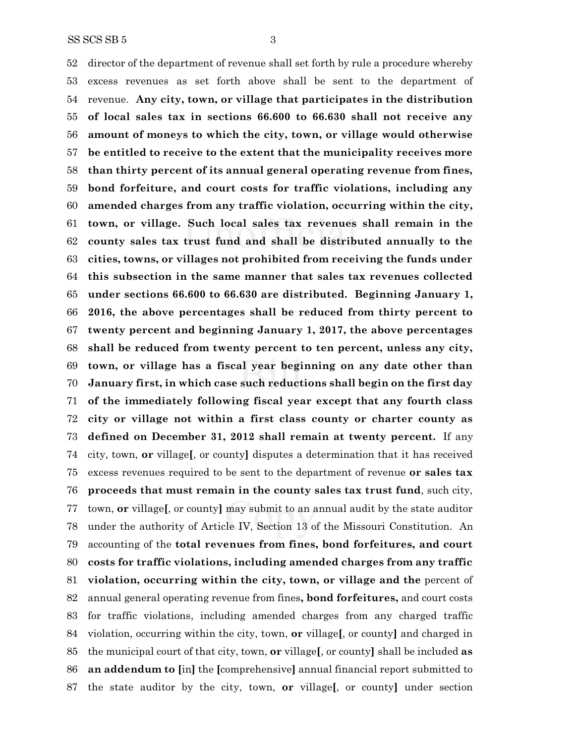52 director of the department of revenue shall set forth by rule a procedure whereby
53 excess revenues as set forth above shall be sent to the department of
54 revenue. **Any city, town, or village that participates in the distribution**
55 **of local sales tax in sections 66.600 to 66.630 shall not receive any**
56 **amount of moneys to which the city, town, or village would otherwise**
57 **be entitled to receive to the extent that the municipality receives more**
58 **than thirty percent of its annual general operating revenue from fines,**
59 **bond forfeiture, and court costs for traffic violations, including any**
60 **amended charges from any traffic violation, occurring within the city,**
61 **town, or village. Such local sales tax revenues shall remain in the**
62 **county sales tax trust fund and shall be distributed annually to the**
63 **cities, towns, or villages not prohibited from receiving the funds under**
64 **this subsection in the same manner that sales tax revenues collected**
65 **under sections 66.600 to 66.630 are distributed. Beginning January 1,**
66 **2016, the above percentages shall be reduced from thirty percent to**
67 **twenty percent and beginning January 1, 2017, the above percentages**
68 **shall be reduced from twenty percent to ten percent, unless any city,**
69 **town, or village has a fiscal year beginning on any date other than**
70 **January first, in which case such reductions shall begin on the first day**
71 **of the immediately following fiscal year except that any fourth class**
72 **city or village not within a first class county or charter county as**
73 **defined on December 31, 2012 shall remain at twenty percent.** If any
74 city, town, **or** village**[**, or county**]** disputes a determination that it has received
75 excess revenues required to be sent to the department of revenue **or sales tax**
76 **proceeds that must remain in the county sales tax trust fund**, such city,
77 town, **or** village**[**, or county**]** may submit to an annual audit by the state auditor
78 under the authority of Article IV, Section 13 of the Missouri Constitution. An
79 accounting of the **total revenues from fines, bond forfeitures, and court**
80 **costs for traffic violations, including amended charges from any traffic**
81 **violation, occurring within the city, town, or village and the** percent of
82 annual general operating revenue from fines**, bond forfeitures,** and court costs
83 for traffic violations, including amended charges from any charged traffic
84 violation, occurring within the city, town, **or** village**[**, or county**]** and charged in
85 the municipal court of that city, town, **or** village**[**, or county**]** shall be included **as**
86 **an addendum to [**in**]** the **[**comprehensive**]** annual financial report submitted to
87 the state auditor by the city, town, **or** village**[**, or county**]** under section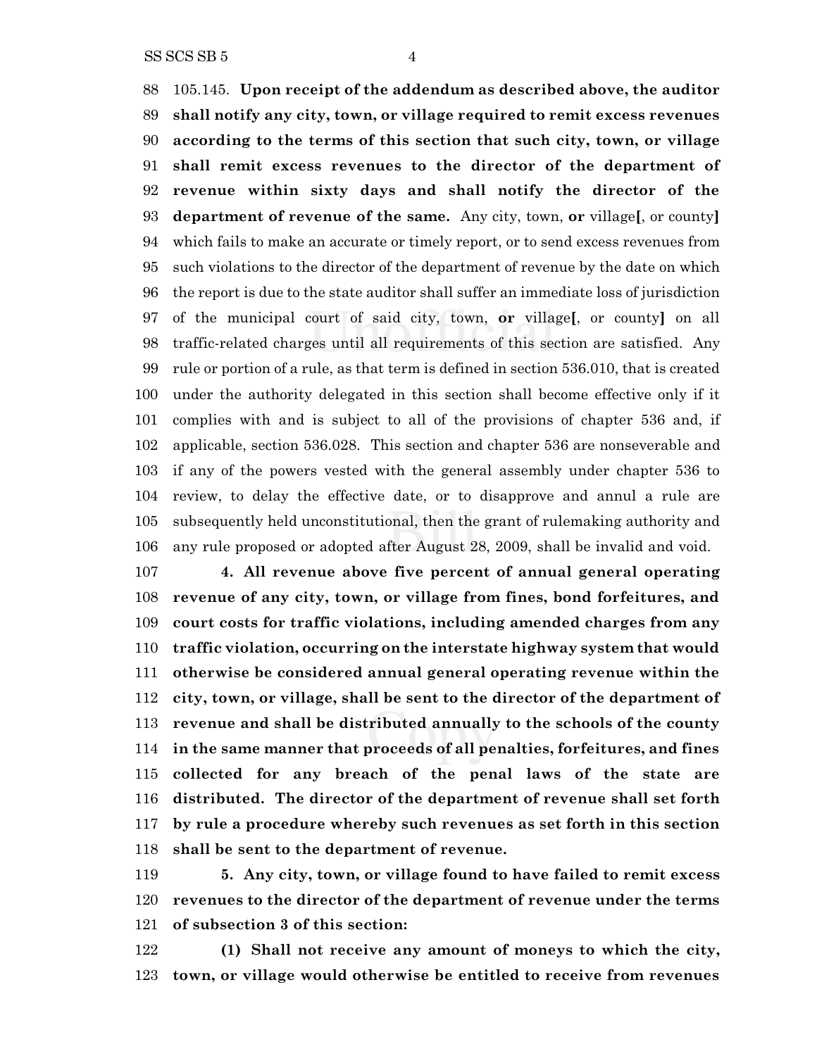105.145. **Upon receipt of the addendum as described above, the auditor shall notify any city, town, or village required to remit excess revenues according to the terms of this section that such city, town, or village shall remit excess revenues to the director of the department of revenue within sixty days and shall notify the director of the department of revenue of the same.** Any city, town, **or** village**[**, or county**]** which fails to make an accurate or timely report, or to send excess revenues from such violations to the director of the department of revenue by the date on which the report is due to the state auditor shall suffer an immediate loss of jurisdiction of the municipal court of said city, town, **or** village**[**, or county**]** on all traffic-related charges until all requirements of this section are satisfied. Any rule or portion of a rule, as that term is defined in section 536.010, that is created under the authority delegated in this section shall become effective only if it complies with and is subject to all of the provisions of chapter 536 and, if applicable, section 536.028. This section and chapter 536 are nonseverable and if any of the powers vested with the general assembly under chapter 536 to review, to delay the effective date, or to disapprove and annul a rule are subsequently held unconstitutional, then the grant of rulemaking authority and any rule proposed or adopted after August 28, 2009, shall be invalid and void.

**4. All revenue above five percent of annual general operating revenue of any city, town, or village from fines, bond forfeitures, and court costs for traffic violations, including amended charges from any traffic violation, occurring on the interstate highway system that would otherwise be considered annual general operating revenue within the city, town, or village, shall be sent to the director of the department of revenue and shall be distributed annually to the schools of the county in the same manner that proceeds of all penalties, forfeitures, and fines collected for any breach of the penal laws of the state are distributed. The director of the department of revenue shall set forth by rule a procedure whereby such revenues as set forth in this section shall be sent to the department of revenue.**

**5. Any city, town, or village found to have failed to remit excess revenues to the director of the department of revenue under the terms of subsection 3 of this section:**

**(1) Shall not receive any amount of moneys to which the city, town, or village would otherwise be entitled to receive from revenues**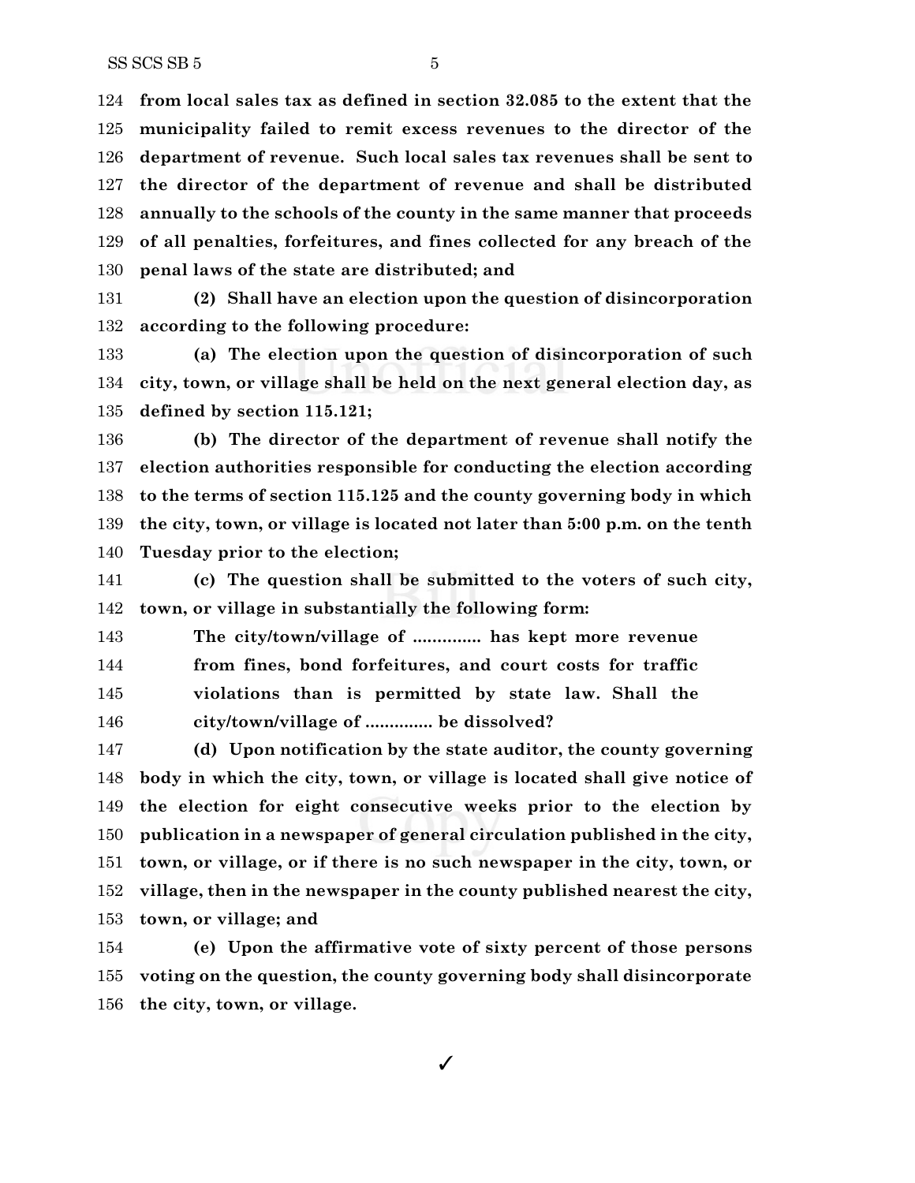**from local sales tax as defined in section 32.085 to the extent that the municipality failed to remit excess revenues to the director of the department of revenue. Such local sales tax revenues shall be sent to the director of the department of revenue and shall be distributed annually to the schools of the county in the same manner that proceeds of all penalties, forfeitures, and fines collected for any breach of the penal laws of the state are distributed; and**

**(2) Shall have an election upon the question of disincorporation according to the following procedure:**

**(a) The election upon the question of disincorporation of such city, town, or village shall be held on the next general election day, as defined by section 115.121;**

**(b) The director of the department of revenue shall notify the election authorities responsible for conducting the election according to the terms of section 115.125 and the county governing body in which the city, town, or village is located not later than 5:00 p.m. on the tenth Tuesday prior to the election;**

**(c) The question shall be submitted to the voters of such city, town, or village in substantially the following form:**

> **The city/town/village of .............. has kept more revenue from fines, bond forfeitures, and court costs for traffic violations than is permitted by state law. Shall the city/town/village of .............. be dissolved?**

**(d) Upon notification by the state auditor, the county governing body in which the city, town, or village is located shall give notice of the election for eight consecutive weeks prior to the election by publication in a newspaper of general circulation published in the city, town, or village, or if there is no such newspaper in the city, town, or village, then in the newspaper in the county published nearest the city, town, or village; and**

**(e) Upon the affirmative vote of sixty percent of those persons voting on the question, the county governing body shall disincorporate the city, town, or village.**

✓